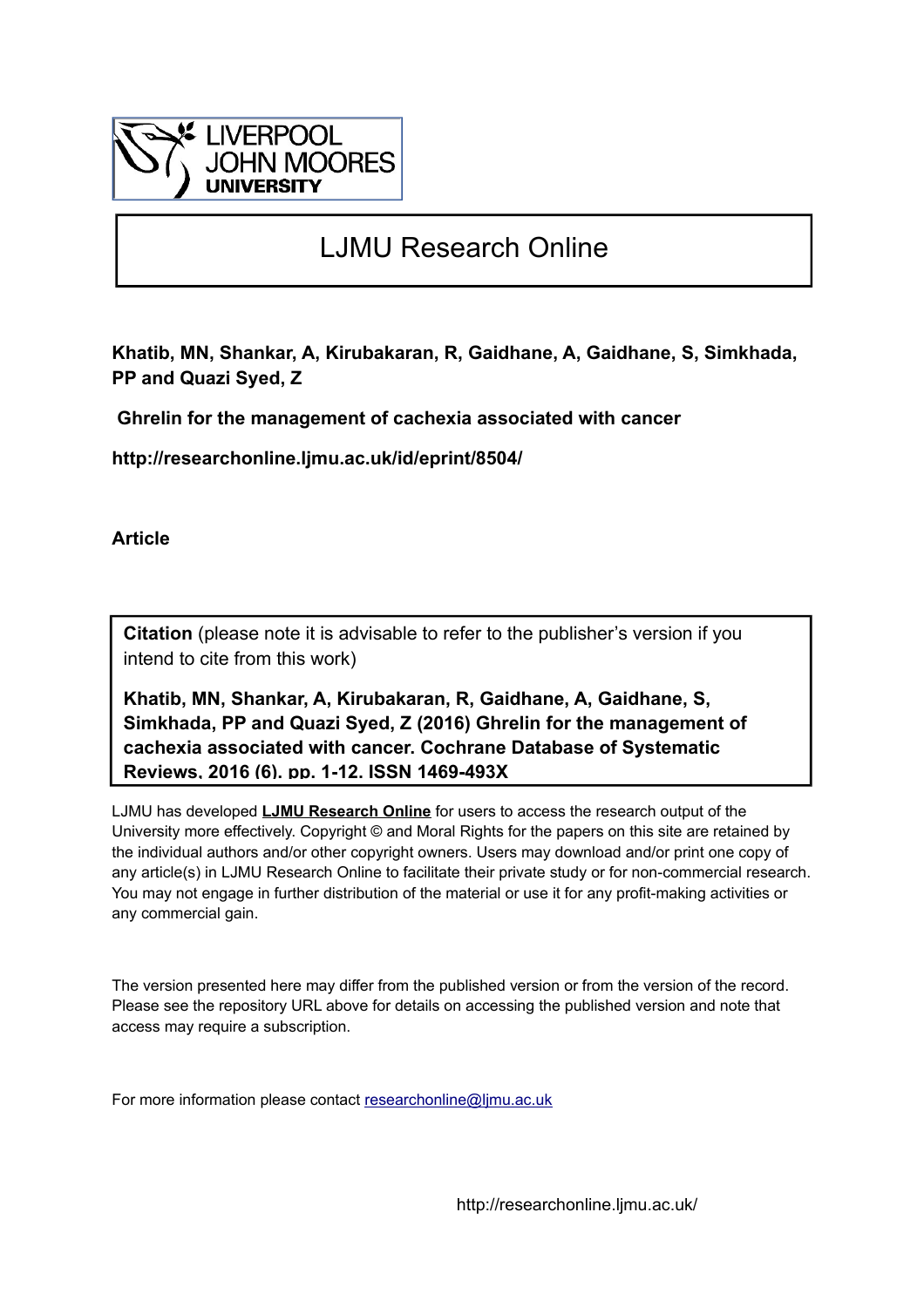LIVERPOOL JOHN MOORES UNIVERSITY

# LJMU Research Online

**Khatib, MN, Shankar, A, Kirubakaran, R, Gaidhane, A, Gaidhane, S, Simkhada, PP and Quazi Syed, Z**

**Ghrelin for the management of cachexia associated with cancer**

**http://researchonline.ljmu.ac.uk/id/eprint/8504/**

**Article**

**Citation** (please note it is advisable to refer to the publisher's version if you intend to cite from this work)

**Khatib, MN, Shankar, A, Kirubakaran, R, Gaidhane, A, Gaidhane, S, Simkhada, PP and Quazi Syed, Z (2016) Ghrelin for the management of cachexia associated with cancer. Cochrane Database of Systematic Reviews, 2016 (6). pp. 1-12. ISSN 1469-493X**

LJMU has developed **LJMU Research Online** for users to access the research output of the University more effectively. Copyright © and Moral Rights for the papers on this site are retained by the individual authors and/or other copyright owners. Users may download and/or print one copy of any article(s) in LJMU Research Online to facilitate their private study or for non-commercial research. You may not engage in further distribution of the material or use it for any profit-making activities or any commercial gain.

The version presented here may differ from the published version or from the version of the record. Please see the repository URL above for details on accessing the published version and note that access may require a subscription.

For more information please contact researchonline@ljmu.ac.uk

http://researchonline.ljmu.ac.uk/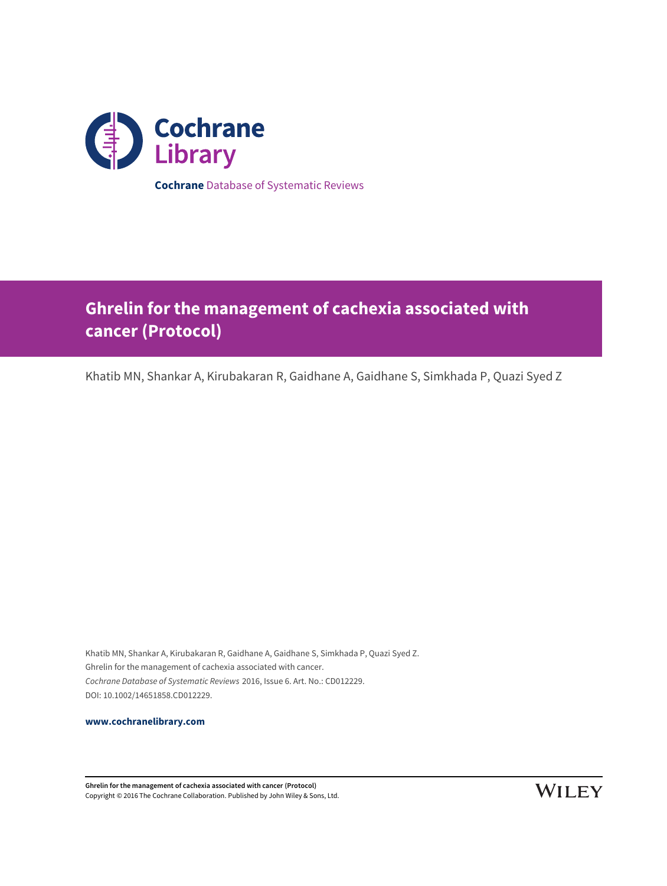**Cochrane** Database of Systematic Reviews

# Ghrelin for the management of cachexia associated with cancer (Protocol)

Khatib MN, Shankar A, Kirubakaran R, Gaidhane A, Gaidhane S, Simkhada P, Quazi Syed Z

Khatib MN, Shankar A, Kirubakaran R, Gaidhane A, Gaidhane S, Simkhada P, Quazi Syed Z.
Ghrelin for the management of cachexia associated with cancer.
*Cochrane Database of Systematic Reviews* 2016, Issue 6. Art. No.: CD012229.
DOI: 10.1002/14651858.CD012229.

**www.cochranelibrary.com**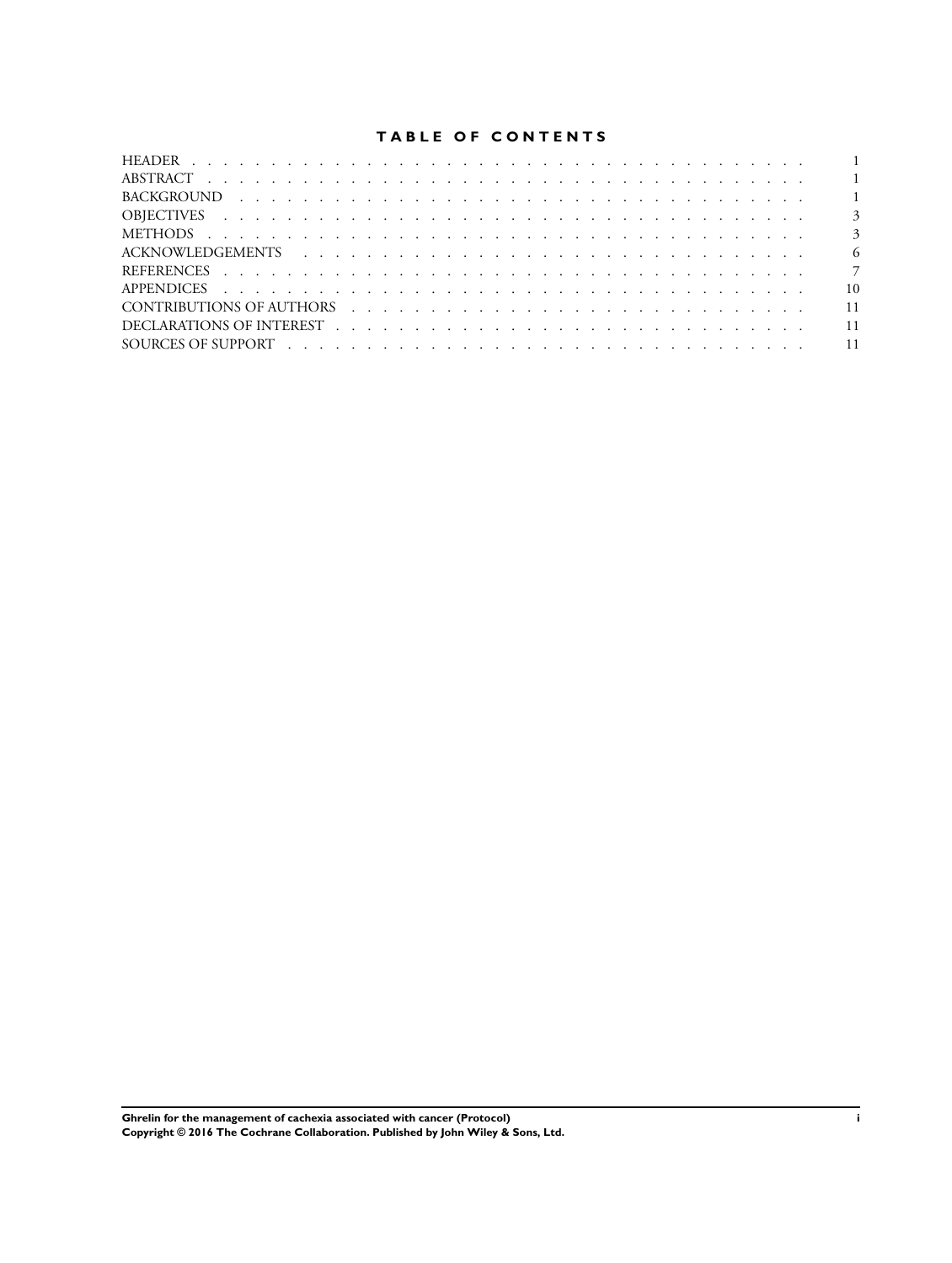# TABLE OF CONTENTS

| | |
|---|---|
| HEADER | 1 |
| ABSTRACT | 1 |
| BACKGROUND | 1 |
| OBJECTIVES | 3 |
| METHODS | 3 |
| ACKNOWLEDGEMENTS | 6 |
| REFERENCES | 7 |
| APPENDICES | 10 |
| CONTRIBUTIONS OF AUTHORS | 11 |
| DECLARATIONS OF INTEREST | 11 |
| SOURCES OF SUPPORT | 11 |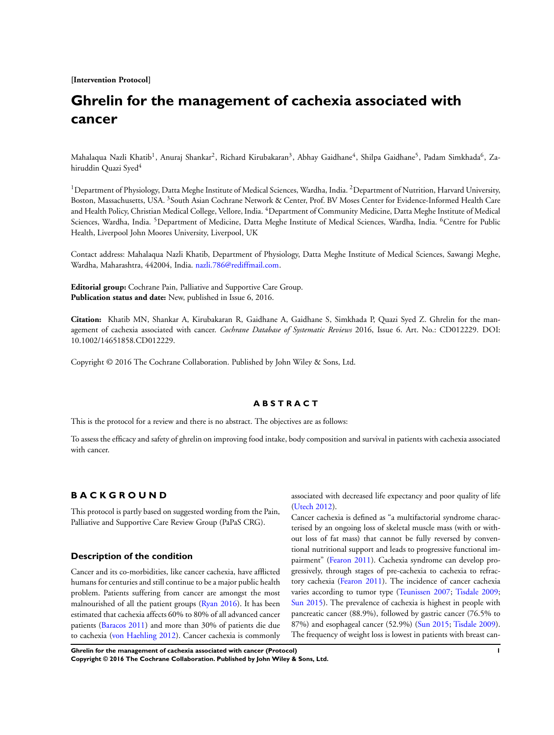**[Intervention Protocol]**

# Ghrelin for the management of cachexia associated with cancer

Mahalaqua Nazli Khatib[1], Anuraj Shankar[2], Richard Kirubakaran[3], Abhay Gaidhane[4], Shilpa Gaidhane[5], Padam Simkhada[6], Zahiruddin Quazi Syed[4]

[1]Department of Physiology, Datta Meghe Institute of Medical Sciences, Wardha, India. [2]Department of Nutrition, Harvard University, Boston, Massachusetts, USA. [3]South Asian Cochrane Network & Center, Prof. BV Moses Center for Evidence-Informed Health Care and Health Policy, Christian Medical College, Vellore, India. [4]Department of Community Medicine, Datta Meghe Institute of Medical Sciences, Wardha, India. [5]Department of Medicine, Datta Meghe Institute of Medical Sciences, Wardha, India. [6]Centre for Public Health, Liverpool John Moores University, Liverpool, UK

Contact address: Mahalaqua Nazli Khatib, Department of Physiology, Datta Meghe Institute of Medical Sciences, Sawangi Meghe, Wardha, Maharashtra, 442004, India. nazli.786@rediffmail.com.

**Editorial group:** Cochrane Pain, Palliative and Supportive Care Group.
**Publication status and date:** New, published in Issue 6, 2016.

**Citation:** Khatib MN, Shankar A, Kirubakaran R, Gaidhane A, Gaidhane S, Simkhada P, Quazi Syed Z. Ghrelin for the management of cachexia associated with cancer. *Cochrane Database of Systematic Reviews* 2016, Issue 6. Art. No.: CD012229. DOI: 10.1002/14651858.CD012229.

Copyright © 2016 The Cochrane Collaboration. Published by John Wiley & Sons, Ltd.

## ABSTRACT

This is the protocol for a review and there is no abstract. The objectives are as follows:

To assess the efficacy and safety of ghrelin on improving food intake, body composition and survival in patients with cachexia associated with cancer.

## BACKGROUND

This protocol is partly based on suggested wording from the Pain, Palliative and Supportive Care Review Group (PaPaS CRG).

### Description of the condition

Cancer and its co-morbidities, like cancer cachexia, have afflicted humans for centuries and still continue to be a major public health problem. Patients suffering from cancer are amongst the most malnourished of all the patient groups (Ryan 2016). It has been estimated that cachexia affects 60% to 80% of all advanced cancer patients (Baracos 2011) and more than 30% of patients die due to cachexia (von Haehling 2012). Cancer cachexia is commonly associated with decreased life expectancy and poor quality of life (Utech 2012).

Cancer cachexia is defined as "a multifactorial syndrome characterised by an ongoing loss of skeletal muscle mass (with or without loss of fat mass) that cannot be fully reversed by conventional nutritional support and leads to progressive functional impairment" (Fearon 2011). Cachexia syndrome can develop progressively, through stages of pre-cachexia to cachexia to refractory cachexia (Fearon 2011). The incidence of cancer cachexia varies according to tumor type (Teunissen 2007; Tisdale 2009; Sun 2015). The prevalence of cachexia is highest in people with pancreatic cancer (88.9%), followed by gastric cancer (76.5% to 87%) and esophageal cancer (52.9%) (Sun 2015; Tisdale 2009). The frequency of weight loss is lowest in patients with breast can-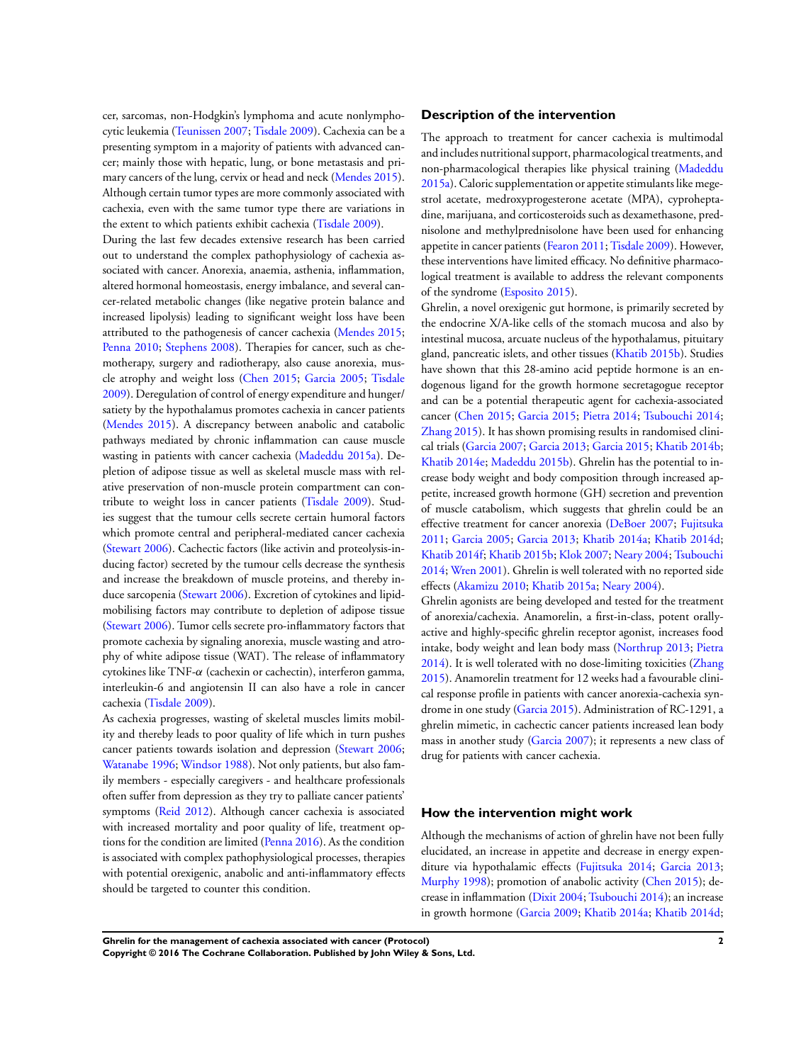cer, sarcomas, non-Hodgkin's lymphoma and acute nonlymphocytic leukemia (Teunissen 2007; Tisdale 2009). Cachexia can be a presenting symptom in a majority of patients with advanced cancer; mainly those with hepatic, lung, or bone metastasis and primary cancers of the lung, cervix or head and neck (Mendes 2015). Although certain tumor types are more commonly associated with cachexia, even with the same tumor type there are variations in the extent to which patients exhibit cachexia (Tisdale 2009).

During the last few decades extensive research has been carried out to understand the complex pathophysiology of cachexia associated with cancer. Anorexia, anaemia, asthenia, inflammation, altered hormonal homeostasis, energy imbalance, and several cancer-related metabolic changes (like negative protein balance and increased lipolysis) leading to significant weight loss have been attributed to the pathogenesis of cancer cachexia (Mendes 2015; Penna 2010; Stephens 2008). Therapies for cancer, such as chemotherapy, surgery and radiotherapy, also cause anorexia, muscle atrophy and weight loss (Chen 2015; Garcia 2005; Tisdale 2009). Deregulation of control of energy expenditure and hunger/satiety by the hypothalamus promotes cachexia in cancer patients (Mendes 2015). A discrepancy between anabolic and catabolic pathways mediated by chronic inflammation can cause muscle wasting in patients with cancer cachexia (Madeddu 2015a). Depletion of adipose tissue as well as skeletal muscle mass with relative preservation of non-muscle protein compartment can contribute to weight loss in cancer patients (Tisdale 2009). Studies suggest that the tumour cells secrete certain humoral factors which promote central and peripheral-mediated cancer cachexia (Stewart 2006). Cachectic factors (like activin and proteolysis-inducing factor) secreted by the tumour cells decrease the synthesis and increase the breakdown of muscle proteins, and thereby induce sarcopenia (Stewart 2006). Excretion of cytokines and lipid-mobilising factors may contribute to depletion of adipose tissue (Stewart 2006). Tumor cells secrete pro-inflammatory factors that promote cachexia by signaling anorexia, muscle wasting and atrophy of white adipose tissue (WAT). The release of inflammatory cytokines like TNF-$\alpha$ (cachexin or cachectin), interferon gamma, interleukin-6 and angiotensin II can also have a role in cancer cachexia (Tisdale 2009).

As cachexia progresses, wasting of skeletal muscles limits mobility and thereby leads to poor quality of life which in turn pushes cancer patients towards isolation and depression (Stewart 2006; Watanabe 1996; Windsor 1988). Not only patients, but also family members - especially caregivers - and healthcare professionals often suffer from depression as they try to palliate cancer patients' symptoms (Reid 2012). Although cancer cachexia is associated with increased mortality and poor quality of life, treatment options for the condition are limited (Penna 2016). As the condition is associated with complex pathophysiological processes, therapies with potential orexigenic, anabolic and anti-inflammatory effects should be targeted to counter this condition.

## Description of the intervention

The approach to treatment for cancer cachexia is multimodal and includes nutritional support, pharmacological treatments, and non-pharmacological therapies like physical training (Madeddu 2015a). Caloric supplementation or appetite stimulants like megestrol acetate, medroxyprogesterone acetate (MPA), cyproheptadine, marijuana, and corticosteroids such as dexamethasone, prednisolone and methylprednisolone have been used for enhancing appetite in cancer patients (Fearon 2011; Tisdale 2009). However, these interventions have limited efficacy. No definitive pharmacological treatment is available to address the relevant components of the syndrome (Esposito 2015).

Ghrelin, a novel orexigenic gut hormone, is primarily secreted by the endocrine X/A-like cells of the stomach mucosa and also by intestinal mucosa, arcuate nucleus of the hypothalamus, pituitary gland, pancreatic islets, and other tissues (Khatib 2015b). Studies have shown that this 28-amino acid peptide hormone is an endogenous ligand for the growth hormone secretagogue receptor and can be a potential therapeutic agent for cachexia-associated cancer (Chen 2015; Garcia 2015; Pietra 2014; Tsubouchi 2014; Zhang 2015). It has shown promising results in randomised clinical trials (Garcia 2007; Garcia 2013; Garcia 2015; Khatib 2014b; Khatib 2014e; Madeddu 2015b). Ghrelin has the potential to increase body weight and body composition through increased appetite, increased growth hormone (GH) secretion and prevention of muscle catabolism, which suggests that ghrelin could be an effective treatment for cancer anorexia (DeBoer 2007; Fujitsuka 2011; Garcia 2005; Garcia 2013; Khatib 2014a; Khatib 2014d; Khatib 2014f; Khatib 2015b; Klok 2007; Neary 2004; Tsubouchi 2014; Wren 2001). Ghrelin is well tolerated with no reported side effects (Akamizu 2010; Khatib 2015a; Neary 2004).

Ghrelin agonists are being developed and tested for the treatment of anorexia/cachexia. Anamorelin, a first-in-class, potent orally-active and highly-specific ghrelin receptor agonist, increases food intake, body weight and lean body mass (Northrup 2013; Pietra 2014). It is well tolerated with no dose-limiting toxicities (Zhang 2015). Anamorelin treatment for 12 weeks had a favourable clinical response profile in patients with cancer anorexia-cachexia syndrome in one study (Garcia 2015). Administration of RC-1291, a ghrelin mimetic, in cachectic cancer patients increased lean body mass in another study (Garcia 2007); it represents a new class of drug for patients with cancer cachexia.

## How the intervention might work

Although the mechanisms of action of ghrelin have not been fully elucidated, an increase in appetite and decrease in energy expenditure via hypothalamic effects (Fujitsuka 2014; Garcia 2013; Murphy 1998); promotion of anabolic activity (Chen 2015); decrease in inflammation (Dixit 2004; Tsubouchi 2014); an increase in growth hormone (Garcia 2009; Khatib 2014a; Khatib 2014d;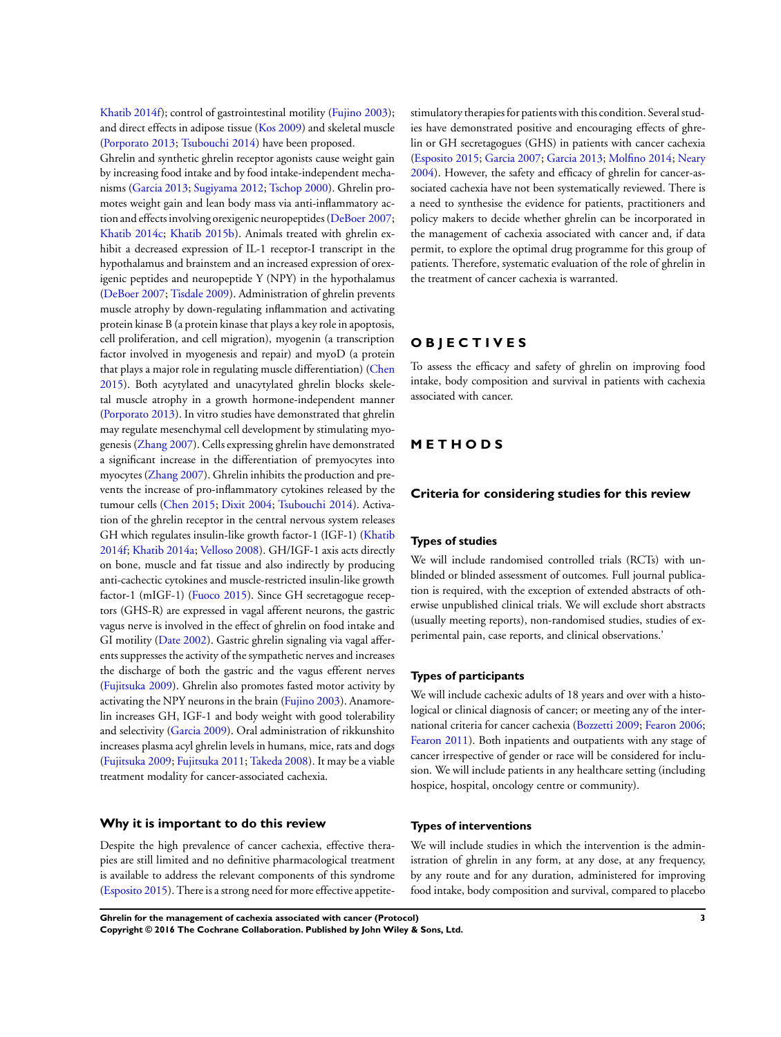Khatib 2014f); control of gastrointestinal motility (Fujino 2003); and direct effects in adipose tissue (Kos 2009) and skeletal muscle (Porporato 2013; Tsubouchi 2014) have been proposed.

Ghrelin and synthetic ghrelin receptor agonists cause weight gain by increasing food intake and by food intake-independent mechanisms (Garcia 2013; Sugiyama 2012; Tschop 2000). Ghrelin promotes weight gain and lean body mass via anti-inflammatory action and effects involving orexigenic neuropeptides (DeBoer 2007; Khatib 2014c; Khatib 2015b). Animals treated with ghrelin exhibit a decreased expression of IL-1 receptor-I transcript in the hypothalamus and brainstem and an increased expression of orexigenic peptides and neuropeptide Y (NPY) in the hypothalamus (DeBoer 2007; Tisdale 2009). Administration of ghrelin prevents muscle atrophy by down-regulating inflammation and activating protein kinase B (a protein kinase that plays a key role in apoptosis, cell proliferation, and cell migration), myogenin (a transcription factor involved in myogenesis and repair) and myoD (a protein that plays a major role in regulating muscle differentiation) (Chen 2015). Both acytylated and unacytylated ghrelin blocks skeletal muscle atrophy in a growth hormone-independent manner (Porporato 2013). In vitro studies have demonstrated that ghrelin may regulate mesenchymal cell development by stimulating myogenesis (Zhang 2007). Cells expressing ghrelin have demonstrated a significant increase in the differentiation of premyocytes into myocytes (Zhang 2007). Ghrelin inhibits the production and prevents the increase of pro-inflammatory cytokines released by the tumour cells (Chen 2015; Dixit 2004; Tsubouchi 2014). Activation of the ghrelin receptor in the central nervous system releases GH which regulates insulin-like growth factor-1 (IGF-1) (Khatib 2014f; Khatib 2014a; Velloso 2008). GH/IGF-1 axis acts directly on bone, muscle and fat tissue and also indirectly by producing anti-cachectic cytokines and muscle-restricted insulin-like growth factor-1 (mIGF-1) (Fuoco 2015). Since GH secretagogue receptors (GHS-R) are expressed in vagal afferent neurons, the gastric vagus nerve is involved in the effect of ghrelin on food intake and GI motility (Date 2002). Gastric ghrelin signaling via vagal afferents suppresses the activity of the sympathetic nerves and increases the discharge of both the gastric and the vagus efferent nerves (Fujitsuka 2009). Ghrelin also promotes fasted motor activity by activating the NPY neurons in the brain (Fujino 2003). Anamorelin increases GH, IGF-1 and body weight with good tolerability and selectivity (Garcia 2009). Oral administration of rikkunshito increases plasma acyl ghrelin levels in humans, mice, rats and dogs (Fujitsuka 2009; Fujitsuka 2011; Takeda 2008). It may be a viable treatment modality for cancer-associated cachexia.

## Why it is important to do this review

Despite the high prevalence of cancer cachexia, effective therapies are still limited and no definitive pharmacological treatment is available to address the relevant components of this syndrome (Esposito 2015). There is a strong need for more effective appetite-stimulatory therapies for patients with this condition. Several studies have demonstrated positive and encouraging effects of ghrelin or GH secretagogues (GHS) in patients with cancer cachexia (Esposito 2015; Garcia 2007; Garcia 2013; Molfino 2014; Neary 2004). However, the safety and efficacy of ghrelin for cancer-associated cachexia have not been systematically reviewed. There is a need to synthesise the evidence for patients, practitioners and policy makers to decide whether ghrelin can be incorporated in the management of cachexia associated with cancer and, if data permit, to explore the optimal drug programme for this group of patients. Therefore, systematic evaluation of the role of ghrelin in the treatment of cancer cachexia is warranted.

# OBJECTIVES

To assess the efficacy and safety of ghrelin on improving food intake, body composition and survival in patients with cachexia associated with cancer.

# METHODS

## Criteria for considering studies for this review

### Types of studies

We will include randomised controlled trials (RCTs) with unblinded or blinded assessment of outcomes. Full journal publication is required, with the exception of extended abstracts of otherwise unpublished clinical trials. We will exclude short abstracts (usually meeting reports), non-randomised studies, studies of experimental pain, case reports, and clinical observations.'

### Types of participants

We will include cachexic adults of 18 years and over with a histological or clinical diagnosis of cancer; or meeting any of the international criteria for cancer cachexia (Bozzetti 2009; Fearon 2006; Fearon 2011). Both inpatients and outpatients with any stage of cancer irrespective of gender or race will be considered for inclusion. We will include patients in any healthcare setting (including hospice, hospital, oncology centre or community).

### Types of interventions

We will include studies in which the intervention is the administration of ghrelin in any form, at any dose, at any frequency, by any route and for any duration, administered for improving food intake, body composition and survival, compared to placebo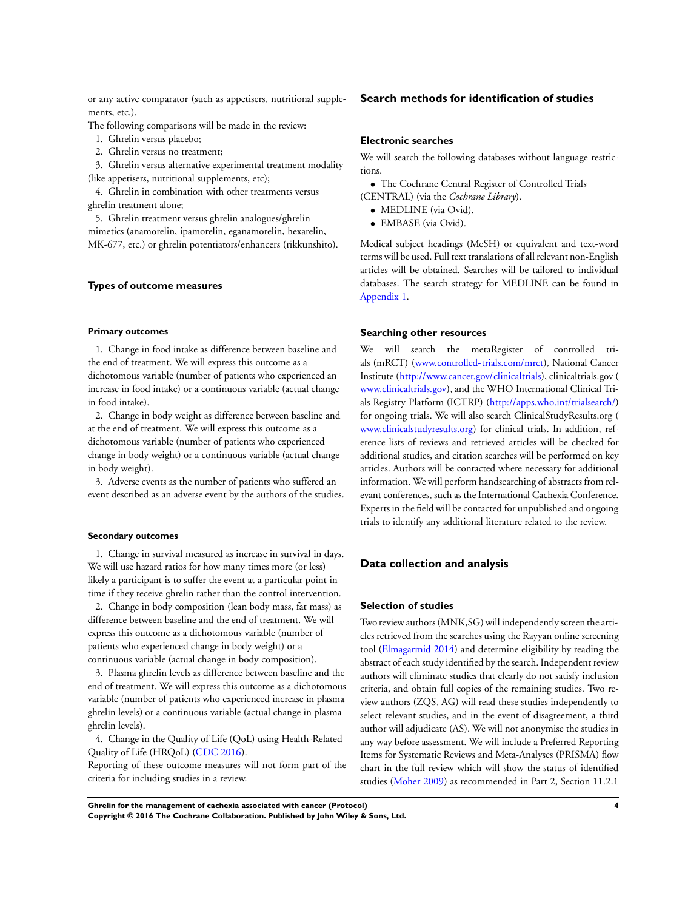or any active comparator (such as appetisers, nutritional supplements, etc.).

The following comparisons will be made in the review:

1. Ghrelin versus placebo;
2. Ghrelin versus no treatment;
3. Ghrelin versus alternative experimental treatment modality (like appetisers, nutritional supplements, etc);
4. Ghrelin in combination with other treatments versus ghrelin treatment alone;
5. Ghrelin treatment versus ghrelin analogues/ghrelin mimetics (anamorelin, ipamorelin, eganamorelin, hexarelin, MK-677, etc.) or ghrelin potentiators/enhancers (rikkunshito).

### Types of outcome measures

#### Primary outcomes

1. Change in food intake as difference between baseline and the end of treatment. We will express this outcome as a dichotomous variable (number of patients who experienced an increase in food intake) or a continuous variable (actual change in food intake).
2. Change in body weight as difference between baseline and at the end of treatment. We will express this outcome as a dichotomous variable (number of patients who experienced change in body weight) or a continuous variable (actual change in body weight).
3. Adverse events as the number of patients who suffered an event described as an adverse event by the authors of the studies.

#### Secondary outcomes

1. Change in survival measured as increase in survival in days. We will use hazard ratios for how many times more (or less) likely a participant is to suffer the event at a particular point in time if they receive ghrelin rather than the control intervention.
2. Change in body composition (lean body mass, fat mass) as difference between baseline and the end of treatment. We will express this outcome as a dichotomous variable (number of patients who experienced change in body weight) or a continuous variable (actual change in body composition).
3. Plasma ghrelin levels as difference between baseline and the end of treatment. We will express this outcome as a dichotomous variable (number of patients who experienced increase in plasma ghrelin levels) or a continuous variable (actual change in plasma ghrelin levels).
4. Change in the Quality of Life (QoL) using Health-Related Quality of Life (HRQoL) (CDC 2016).

Reporting of these outcome measures will not form part of the criteria for including studies in a review.

## Search methods for identification of studies

### Electronic searches

We will search the following databases without language restrictions.

- The Cochrane Central Register of Controlled Trials (CENTRAL) (via the *Cochrane Library*).
- MEDLINE (via Ovid).
- EMBASE (via Ovid).

Medical subject headings (MeSH) or equivalent and text-word terms will be used. Full text translations of all relevant non-English articles will be obtained. Searches will be tailored to individual databases. The search strategy for MEDLINE can be found in Appendix 1.

### Searching other resources

We will search the metaRegister of controlled trials (mRCT) (www.controlled-trials.com/mrct), National Cancer Institute (http://www.cancer.gov/clinicaltrials), clinicaltrials.gov (www.clinicaltrials.gov), and the WHO International Clinical Trials Registry Platform (ICTRP) (http://apps.who.int/trialsearch/) for ongoing trials. We will also search ClinicalStudyResults.org (www.clinicalstudyresults.org) for clinical trials. In addition, reference lists of reviews and retrieved articles will be checked for additional studies, and citation searches will be performed on key articles. Authors will be contacted where necessary for additional information. We will perform handsearching of abstracts from relevant conferences, such as the International Cachexia Conference. Experts in the field will be contacted for unpublished and ongoing trials to identify any additional literature related to the review.

## Data collection and analysis

### Selection of studies

Two review authors (MNK,SG) will independently screen the articles retrieved from the searches using the Rayyan online screening tool (Elmagarmid 2014) and determine eligibility by reading the abstract of each study identified by the search. Independent review authors will eliminate studies that clearly do not satisfy inclusion criteria, and obtain full copies of the remaining studies. Two review authors (ZQS, AG) will read these studies independently to select relevant studies, and in the event of disagreement, a third author will adjudicate (AS). We will not anonymise the studies in any way before assessment. We will include a Preferred Reporting Items for Systematic Reviews and Meta-Analyses (PRISMA) flow chart in the full review which will show the status of identified studies (Moher 2009) as recommended in Part 2, Section 11.2.1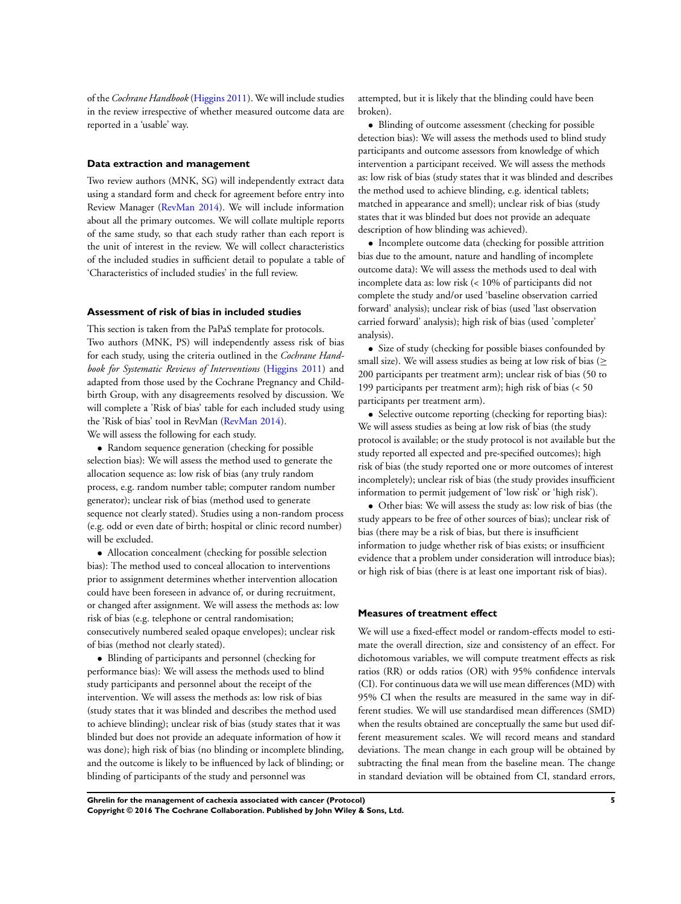of the *Cochrane Handbook* (Higgins 2011). We will include studies in the review irrespective of whether measured outcome data are reported in a 'usable' way.

### Data extraction and management

Two review authors (MNK, SG) will independently extract data using a standard form and check for agreement before entry into Review Manager (RevMan 2014). We will include information about all the primary outcomes. We will collate multiple reports of the same study, so that each study rather than each report is the unit of interest in the review. We will collect characteristics of the included studies in sufficient detail to populate a table of 'Characteristics of included studies' in the full review.

### Assessment of risk of bias in included studies

This section is taken from the PaPaS template for protocols. Two authors (MNK, PS) will independently assess risk of bias for each study, using the criteria outlined in the *Cochrane Handbook for Systematic Reviews of Interventions* (Higgins 2011) and adapted from those used by the Cochrane Pregnancy and Childbirth Group, with any disagreements resolved by discussion. We will complete a 'Risk of bias' table for each included study using the 'Risk of bias' tool in RevMan (RevMan 2014).

We will assess the following for each study.

- Random sequence generation (checking for possible selection bias): We will assess the method used to generate the allocation sequence as: low risk of bias (any truly random process, e.g. random number table; computer random number generator); unclear risk of bias (method used to generate sequence not clearly stated). Studies using a non-random process (e.g. odd or even date of birth; hospital or clinic record number) will be excluded.
- Allocation concealment (checking for possible selection bias): The method used to conceal allocation to interventions prior to assignment determines whether intervention allocation could have been foreseen in advance of, or during recruitment, or changed after assignment. We will assess the methods as: low risk of bias (e.g. telephone or central randomisation; consecutively numbered sealed opaque envelopes); unclear risk of bias (method not clearly stated).
- Blinding of participants and personnel (checking for performance bias): We will assess the methods used to blind study participants and personnel about the receipt of the intervention. We will assess the methods as: low risk of bias (study states that it was blinded and describes the method used to achieve blinding); unclear risk of bias (study states that it was blinded but does not provide an adequate information of how it was done); high risk of bias (no blinding or incomplete blinding, and the outcome is likely to be influenced by lack of blinding; or blinding of participants of the study and personnel was attempted, but it is likely that the blinding could have been broken).
- Blinding of outcome assessment (checking for possible detection bias): We will assess the methods used to blind study participants and outcome assessors from knowledge of which intervention a participant received. We will assess the methods as: low risk of bias (study states that it was blinded and describes the method used to achieve blinding, e.g. identical tablets; matched in appearance and smell); unclear risk of bias (study states that it was blinded but does not provide an adequate description of how blinding was achieved).
- Incomplete outcome data (checking for possible attrition bias due to the amount, nature and handling of incomplete outcome data): We will assess the methods used to deal with incomplete data as: low risk (< 10% of participants did not complete the study and/or used 'baseline observation carried forward' analysis); unclear risk of bias (used 'last observation carried forward' analysis); high risk of bias (used 'completer' analysis).
- Size of study (checking for possible biases confounded by small size). We will assess studies as being at low risk of bias ($\geq$ 200 participants per treatment arm); unclear risk of bias (50 to 199 participants per treatment arm); high risk of bias (< 50 participants per treatment arm).
- Selective outcome reporting (checking for reporting bias): We will assess studies as being at low risk of bias (the study protocol is available; or the study protocol is not available but the study reported all expected and pre-specified outcomes); high risk of bias (the study reported one or more outcomes of interest incompletely); unclear risk of bias (the study provides insufficient information to permit judgement of 'low risk' or 'high risk').
- Other bias: We will assess the study as: low risk of bias (the study appears to be free of other sources of bias); unclear risk of bias (there may be a risk of bias, but there is insufficient information to judge whether risk of bias exists; or insufficient evidence that a problem under consideration will introduce bias); or high risk of bias (there is at least one important risk of bias).

### Measures of treatment effect

We will use a fixed-effect model or random-effects model to estimate the overall direction, size and consistency of an effect. For dichotomous variables, we will compute treatment effects as risk ratios (RR) or odds ratios (OR) with 95% confidence intervals (CI). For continuous data we will use mean differences (MD) with 95% CI when the results are measured in the same way in different studies. We will use standardised mean differences (SMD) when the results obtained are conceptually the same but used different measurement scales. We will record means and standard deviations. The mean change in each group will be obtained by subtracting the final mean from the baseline mean. The change in standard deviation will be obtained from CI, standard errors,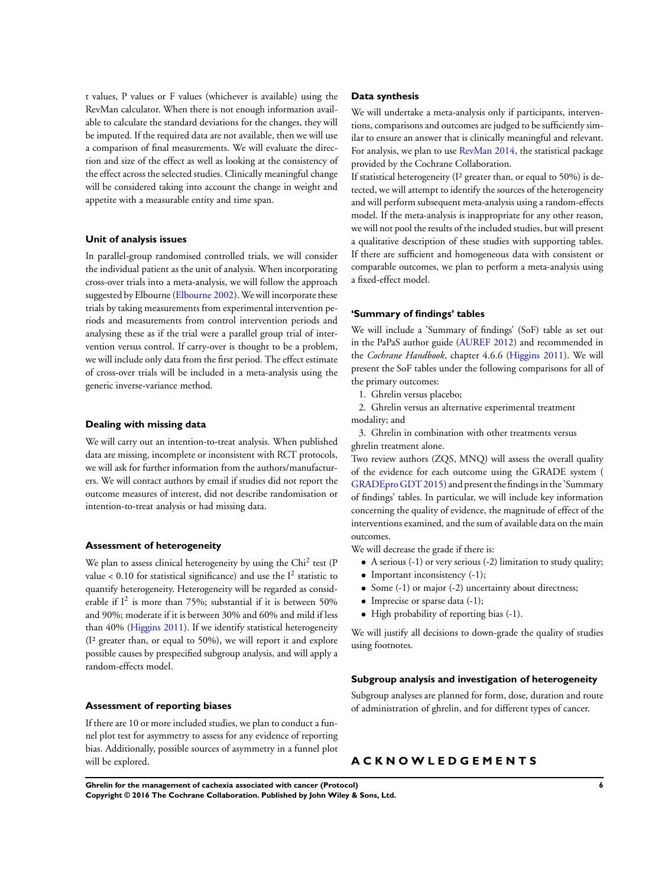t values, P values or F values (whichever is available) using the RevMan calculator. When there is not enough information available to calculate the standard deviations for the changes, they will be imputed. If the required data are not available, then we will use a comparison of final measurements. We will evaluate the direction and size of the effect as well as looking at the consistency of the effect across the selected studies. Clinically meaningful change will be considered taking into account the change in weight and appetite with a measurable entity and time span.

### Unit of analysis issues

In parallel-group randomised controlled trials, we will consider the individual patient as the unit of analysis. When incorporating cross-over trials into a meta-analysis, we will follow the approach suggested by Elbourne (Elbourne 2002). We will incorporate these trials by taking measurements from experimental intervention periods and measurements from control intervention periods and analysing these as if the trial were a parallel group trial of intervention versus control. If carry-over is thought to be a problem, we will include only data from the first period. The effect estimate of cross-over trials will be included in a meta-analysis using the generic inverse-variance method.

### Dealing with missing data

We will carry out an intention-to-treat analysis. When published data are missing, incomplete or inconsistent with RCT protocols, we will ask for further information from the authors/manufacturers. We will contact authors by email if studies did not report the outcome measures of interest, did not describe randomisation or intention-to-treat analysis or had missing data.

### Assessment of heterogeneity

We plan to assess clinical heterogeneity by using the $Chi^2$ test (P value < 0.10 for statistical significance) and use the $I^2$ statistic to quantify heterogeneity. Heterogeneity will be regarded as considerable if $I^2$ is more than 75%; substantial if it is between 50% and 90%; moderate if it is between 30% and 60% and mild if less than 40% (Higgins 2011). If we identify statistical heterogeneity ($I^2$ greater than, or equal to 50%), we will report it and explore possible causes by prespecified subgroup analysis, and will apply a random-effects model.

### Assessment of reporting biases

If there are 10 or more included studies, we plan to conduct a funnel plot test for asymmetry to assess for any evidence of reporting bias. Additionally, possible sources of asymmetry in a funnel plot will be explored.

### Data synthesis

We will undertake a meta-analysis only if participants, interventions, comparisons and outcomes are judged to be sufficiently similar to ensure an answer that is clinically meaningful and relevant. For analysis, we plan to use RevMan 2014, the statistical package provided by the Cochrane Collaboration.

If statistical heterogeneity ($I^2$ greater than, or equal to 50%) is detected, we will attempt to identify the sources of the heterogeneity and will perform subsequent meta-analysis using a random-effects model. If the meta-analysis is inappropriate for any other reason, we will not pool the results of the included studies, but will present a qualitative description of these studies with supporting tables. If there are sufficient and homogeneous data with consistent or comparable outcomes, we plan to perform a meta-analysis using a fixed-effect model.

### 'Summary of findings' tables

We will include a 'Summary of findings' (SoF) table as set out in the PaPaS author guide (AUREF 2012) and recommended in the *Cochrane Handbook*, chapter 4.6.6 (Higgins 2011). We will present the SoF tables under the following comparisons for all of the primary outcomes:

1. Ghrelin versus placebo;
2. Ghrelin versus an alternative experimental treatment modality; and
3. Ghrelin in combination with other treatments versus ghrelin treatment alone.

Two review authors (ZQS, MNQ) will assess the overall quality of the evidence for each outcome using the GRADE system (GRADEpro GDT 2015) and present the findings in the 'Summary of findings' tables. In particular, we will include key information concerning the quality of evidence, the magnitude of effect of the interventions examined, and the sum of available data on the main outcomes.

We will decrease the grade if there is:

- A serious (-1) or very serious (-2) limitation to study quality;
- Important inconsistency (-1);
- Some (-1) or major (-2) uncertainty about directness;
- Imprecise or sparse data (-1);
- High probability of reporting bias (-1).

We will justify all decisions to down-grade the quality of studies using footnotes.

### Subgroup analysis and investigation of heterogeneity

Subgroup analyses are planned for form, dose, duration and route of administration of ghrelin, and for different types of cancer.

## ACKNOWLEDGEMENTS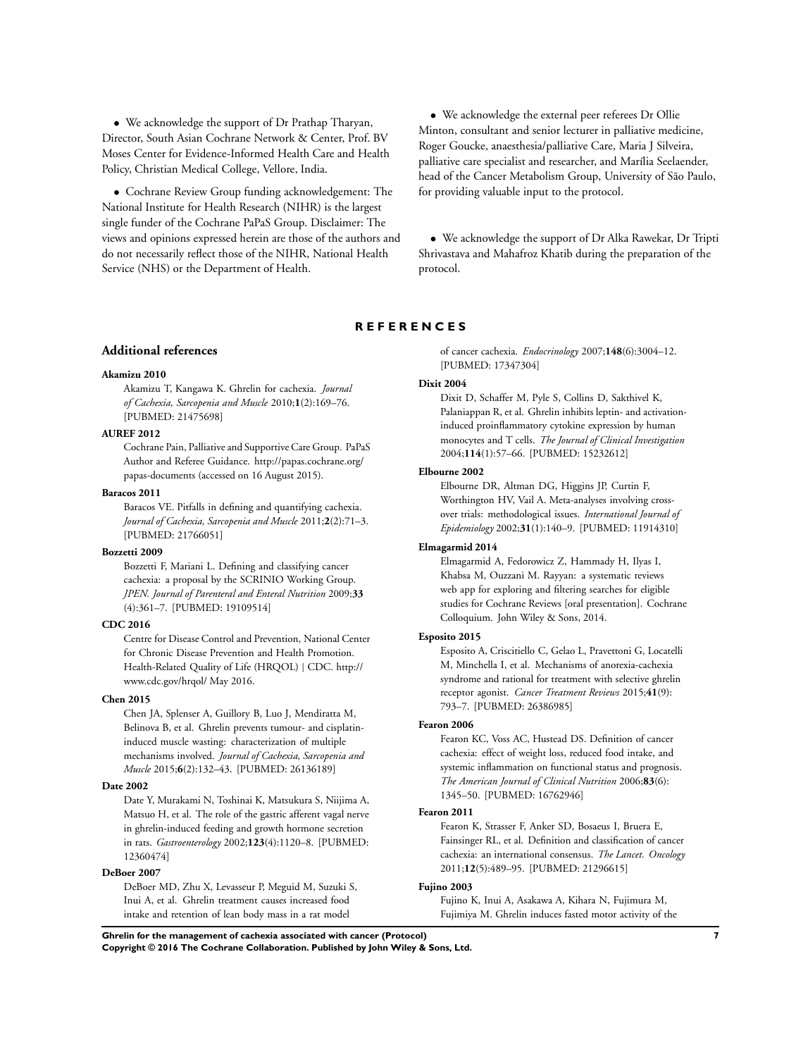- We acknowledge the support of Dr Prathap Tharyan, Director, South Asian Cochrane Network & Center, Prof. BV Moses Center for Evidence-Informed Health Care and Health Policy, Christian Medical College, Vellore, India.

- Cochrane Review Group funding acknowledgement: The National Institute for Health Research (NIHR) is the largest single funder of the Cochrane PaPaS Group. Disclaimer: The views and opinions expressed herein are those of the authors and do not necessarily reflect those of the NIHR, National Health Service (NHS) or the Department of Health.

- We acknowledge the external peer referees Dr Ollie Minton, consultant and senior lecturer in palliative medicine, Roger Goucke, anaesthesia/palliative Care, Maria J Silveira, palliative care specialist and researcher, and Marília Seelaender, head of the Cancer Metabolism Group, University of São Paulo, for providing valuable input to the protocol.

- We acknowledge the support of Dr Alka Rawekar, Dr Tripti Shrivastava and Mahafroz Khatib during the preparation of the protocol.

# REFERENCES

## Additional references

**Akamizu 2010**
Akamizu T, Kangawa K. Ghrelin for cachexia. *Journal of Cachexia, Sarcopenia and Muscle* 2010;**1**(2):169–76. [PUBMED: 21475698]

**AUREF 2012**
Cochrane Pain, Palliative and Supportive Care Group. PaPaS Author and Referee Guidance. http://papas.cochrane.org/papas-documents (accessed on 16 August 2015).

**Baracos 2011**
Baracos VE. Pitfalls in defining and quantifying cachexia. *Journal of Cachexia, Sarcopenia and Muscle* 2011;**2**(2):71–3. [PUBMED: 21766051]

**Bozzetti 2009**
Bozzetti F, Mariani L. Defining and classifying cancer cachexia: a proposal by the SCRINIO Working Group. *JPEN. Journal of Parenteral and Enteral Nutrition* 2009;**33**(4):361–7. [PUBMED: 19109514]

**CDC 2016**
Centre for Disease Control and Prevention, National Center for Chronic Disease Prevention and Health Promotion. Health-Related Quality of Life (HRQOL) | CDC. http://www.cdc.gov/hrqol/ May 2016.

**Chen 2015**
Chen JA, Splenser A, Guillory B, Luo J, Mendiratta M, Belinova B, et al. Ghrelin prevents tumour- and cisplatin-induced muscle wasting: characterization of multiple mechanisms involved. *Journal of Cachexia, Sarcopenia and Muscle* 2015;**6**(2):132–43. [PUBMED: 26136189]

**Date 2002**
Date Y, Murakami N, Toshinai K, Matsukura S, Niijima A, Matsuo H, et al. The role of the gastric afferent vagal nerve in ghrelin-induced feeding and growth hormone secretion in rats. *Gastroenterology* 2002;**123**(4):1120–8. [PUBMED: 12360474]

**DeBoer 2007**
DeBoer MD, Zhu X, Levasseur P, Meguid M, Suzuki S, Inui A, et al. Ghrelin treatment causes increased food intake and retention of lean body mass in a rat model of cancer cachexia. *Endocrinology* 2007;**148**(6):3004–12. [PUBMED: 17347304]

**Dixit 2004**
Dixit D, Schaffer M, Pyle S, Collins D, Sakthivel K, Palaniappan R, et al. Ghrelin inhibits leptin- and activation-induced proinflammatory cytokine expression by human monocytes and T cells. *The Journal of Clinical Investigation* 2004;**114**(1):57–66. [PUBMED: 15232612]

**Elbourne 2002**
Elbourne DR, Altman DG, Higgins JP, Curtin F, Worthington HV, Vail A. Meta-analyses involving cross-over trials: methodological issues. *International Journal of Epidemiology* 2002;**31**(1):140–9. [PUBMED: 11914310]

**Elmagarmid 2014**
Elmagarmid A, Fedorowicz Z, Hammady H, Ilyas I, Khabsa M, Ouzzani M. Rayyan: a systematic reviews web app for exploring and filtering searches for eligible studies for Cochrane Reviews [oral presentation]. Cochrane Colloquium. John Wiley & Sons, 2014.

**Esposito 2015**
Esposito A, Criscitiello C, Gelao L, Pravettoni G, Locatelli M, Minchella I, et al. Mechanisms of anorexia-cachexia syndrome and rational for treatment with selective ghrelin receptor agonist. *Cancer Treatment Reviews* 2015;**41**(9):793–7. [PUBMED: 26386985]

**Fearon 2006**
Fearon KC, Voss AC, Hustead DS. Definition of cancer cachexia: effect of weight loss, reduced food intake, and systemic inflammation on functional status and prognosis. *The American Journal of Clinical Nutrition* 2006;**83**(6):1345–50. [PUBMED: 16762946]

**Fearon 2011**
Fearon K, Strasser F, Anker SD, Bosaeus I, Bruera E, Fainsinger RL, et al. Definition and classification of cancer cachexia: an international consensus. *The Lancet. Oncology* 2011;**12**(5):489–95. [PUBMED: 21296615]

**Fujino 2003**
Fujino K, Inui A, Asakawa A, Kihara N, Fujimura M, Fujimiya M. Ghrelin induces fasted motor activity of the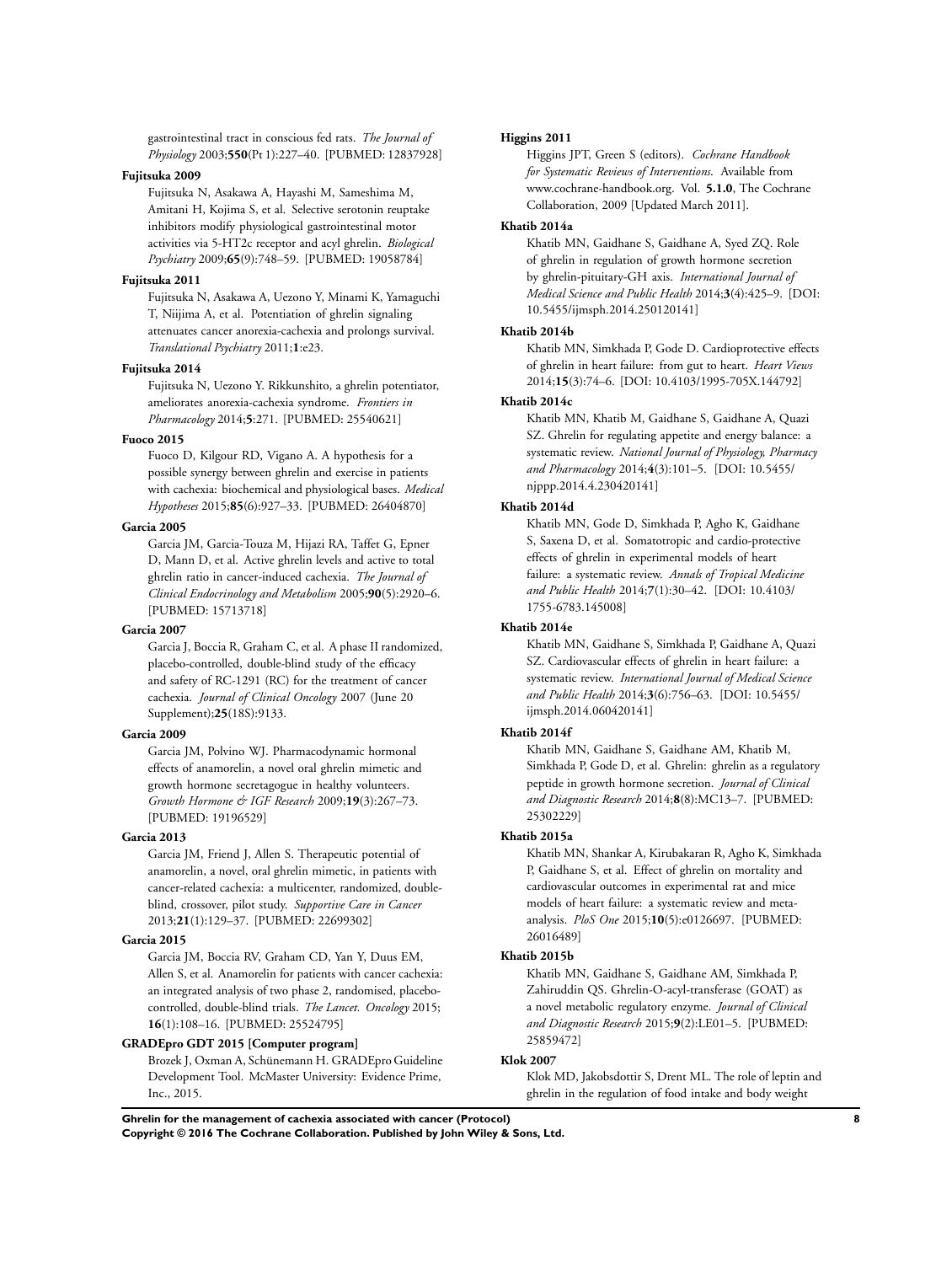gastrointestinal tract in conscious fed rats. *The Journal of Physiology* 2003;**550**(Pt 1):227–40. [PUBMED: 12837928]

**Fujitsuka 2009**

Fujitsuka N, Asakawa A, Hayashi M, Sameshima M, Amitani H, Kojima S, et al. Selective serotonin reuptake inhibitors modify physiological gastrointestinal motor activities via 5-HT2c receptor and acyl ghrelin. *Biological Psychiatry* 2009;**65**(9):748–59. [PUBMED: 19058784]

**Fujitsuka 2011**

Fujitsuka N, Asakawa A, Uezono Y, Minami K, Yamaguchi T, Niijima A, et al. Potentiation of ghrelin signaling attenuates cancer anorexia-cachexia and prolongs survival. *Translational Psychiatry* 2011;**1**:e23.

**Fujitsuka 2014**

Fujitsuka N, Uezono Y. Rikkunshito, a ghrelin potentiator, ameliorates anorexia-cachexia syndrome. *Frontiers in Pharmacology* 2014;**5**:271. [PUBMED: 25540621]

**Fuoco 2015**

Fuoco D, Kilgour RD, Vigano A. A hypothesis for a possible synergy between ghrelin and exercise in patients with cachexia: biochemical and physiological bases. *Medical Hypotheses* 2015;**85**(6):927–33. [PUBMED: 26404870]

**Garcia 2005**

Garcia JM, Garcia-Touza M, Hijazi RA, Taffet G, Epner D, Mann D, et al. Active ghrelin levels and active to total ghrelin ratio in cancer-induced cachexia. *The Journal of Clinical Endocrinology and Metabolism* 2005;**90**(5):2920–6. [PUBMED: 15713718]

**Garcia 2007**

Garcia J, Boccia R, Graham C, et al. A phase II randomized, placebo-controlled, double-blind study of the efficacy and safety of RC-1291 (RC) for the treatment of cancer cachexia. *Journal of Clinical Oncology* 2007 (June 20 Supplement);**25**(18S):9133.

**Garcia 2009**

Garcia JM, Polvino WJ. Pharmacodynamic hormonal effects of anamorelin, a novel oral ghrelin mimetic and growth hormone secretagogue in healthy volunteers. *Growth Hormone & IGF Research* 2009;**19**(3):267–73. [PUBMED: 19196529]

**Garcia 2013**

Garcia JM, Friend J, Allen S. Therapeutic potential of anamorelin, a novel, oral ghrelin mimetic, in patients with cancer-related cachexia: a multicenter, randomized, double-blind, crossover, pilot study. *Supportive Care in Cancer* 2013;**21**(1):129–37. [PUBMED: 22699302]

**Garcia 2015**

Garcia JM, Boccia RV, Graham CD, Yan Y, Duus EM, Allen S, et al. Anamorelin for patients with cancer cachexia: an integrated analysis of two phase 2, randomised, placebo-controlled, double-blind trials. *The Lancet. Oncology* 2015; **16**(1):108–16. [PUBMED: 25524795]

**GRADEpro GDT 2015 [Computer program]**

Brozek J, Oxman A, Schünemann H. GRADEpro Guideline Development Tool. McMaster University: Evidence Prime, Inc., 2015.

**Higgins 2011**

Higgins JPT, Green S (editors). *Cochrane Handbook for Systematic Reviews of Interventions*. Available from www.cochrane-handbook.org. Vol. **5.1.0**, The Cochrane Collaboration, 2009 [Updated March 2011].

**Khatib 2014a**

Khatib MN, Gaidhane S, Gaidhane A, Syed ZQ. Role of ghrelin in regulation of growth hormone secretion by ghrelin-pituitary-GH axis. *International Journal of Medical Science and Public Health* 2014;**3**(4):425–9. [DOI: 10.5455/ijmsph.2014.250120141]

**Khatib 2014b**

Khatib MN, Simkhada P, Gode D. Cardioprotective effects of ghrelin in heart failure: from gut to heart. *Heart Views* 2014;**15**(3):74–6. [DOI: 10.4103/1995-705X.144792]

**Khatib 2014c**

Khatib MN, Khatib M, Gaidhane S, Gaidhane A, Quazi SZ. Ghrelin for regulating appetite and energy balance: a systematic review. *National Journal of Physiology, Pharmacy and Pharmacology* 2014;**4**(3):101–5. [DOI: 10.5455/njppp.2014.4.230420141]

**Khatib 2014d**

Khatib MN, Gode D, Simkhada P, Agho K, Gaidhane S, Saxena D, et al. Somatotropic and cardio-protective effects of ghrelin in experimental models of heart failure: a systematic review. *Annals of Tropical Medicine and Public Health* 2014;**7**(1):30–42. [DOI: 10.4103/1755-6783.145008]

**Khatib 2014e**

Khatib MN, Gaidhane S, Simkhada P, Gaidhane A, Quazi SZ. Cardiovascular effects of ghrelin in heart failure: a systematic review. *International Journal of Medical Science and Public Health* 2014;**3**(6):756–63. [DOI: 10.5455/ijmsph.2014.060420141]

**Khatib 2014f**

Khatib MN, Gaidhane S, Gaidhane AM, Khatib M, Simkhada P, Gode D, et al. Ghrelin: ghrelin as a regulatory peptide in growth hormone secretion. *Journal of Clinical and Diagnostic Research* 2014;**8**(8):MC13–7. [PUBMED: 25302229]

**Khatib 2015a**

Khatib MN, Shankar A, Kirubakaran R, Agho K, Simkhada P, Gaidhane S, et al. Effect of ghrelin on mortality and cardiovascular outcomes in experimental rat and mice models of heart failure: a systematic review and meta-analysis. *PloS One* 2015;**10**(5):e0126697. [PUBMED: 26016489]

**Khatib 2015b**

Khatib MN, Gaidhane S, Gaidhane AM, Simkhada P, Zahiruddin QS. Ghrelin-O-acyl-transferase (GOAT) as a novel metabolic regulatory enzyme. *Journal of Clinical and Diagnostic Research* 2015;**9**(2):LE01–5. [PUBMED: 25859472]

**Klok 2007**

Klok MD, Jakobsdottir S, Drent ML. The role of leptin and ghrelin in the regulation of food intake and body weight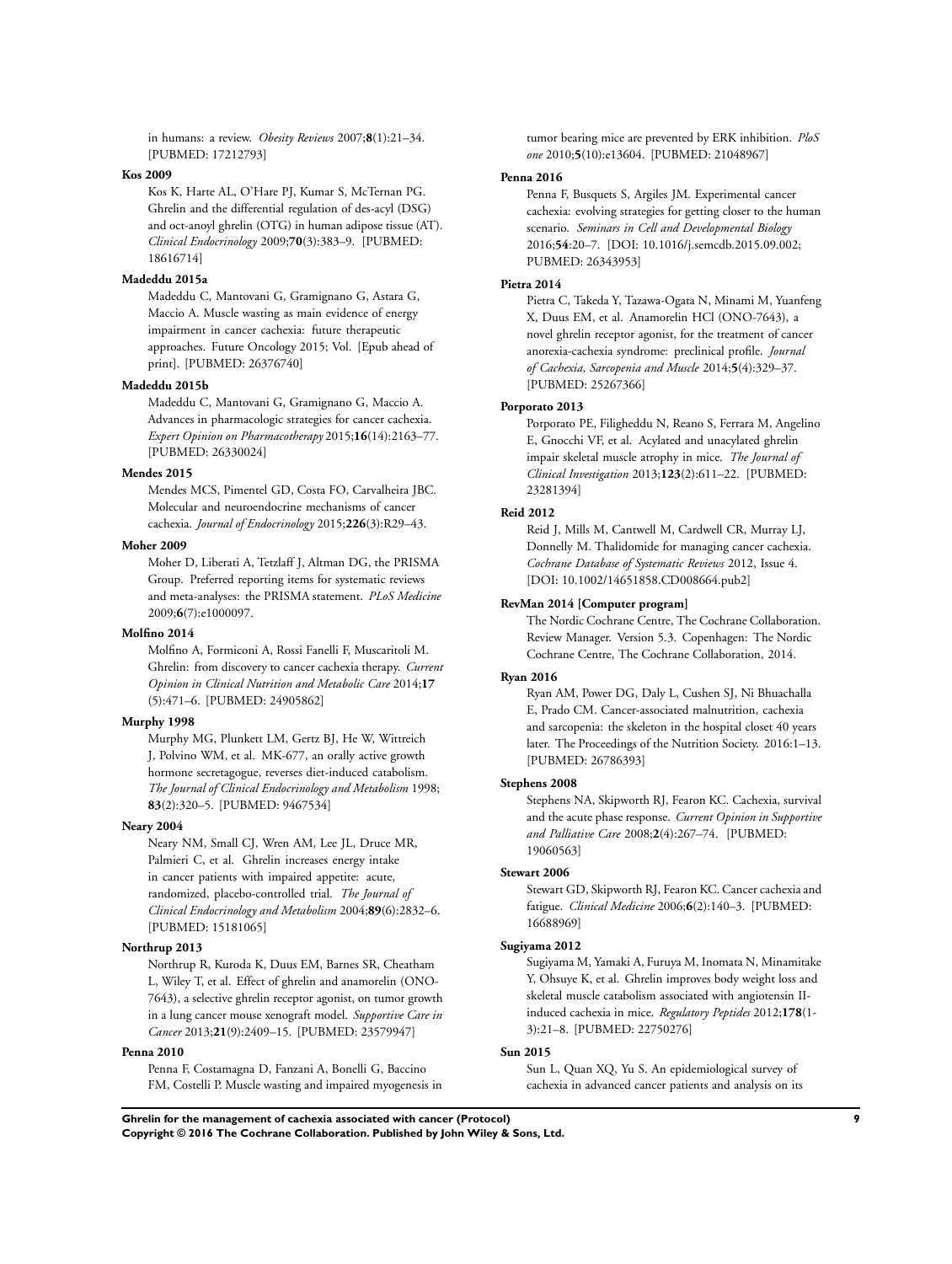in humans: a review. *Obesity Reviews* 2007;**8**(1):21–34. [PUBMED: 17212793]

**Kos 2009**

Kos K, Harte AL, O'Hare PJ, Kumar S, McTernan PG. Ghrelin and the differential regulation of des-acyl (DSG) and oct-anoyl ghrelin (OTG) in human adipose tissue (AT). *Clinical Endocrinology* 2009;**70**(3):383–9. [PUBMED: 18616714]

**Madeddu 2015a**

Madeddu C, Mantovani G, Gramignano G, Astara G, Maccio A. Muscle wasting as main evidence of energy impairment in cancer cachexia: future therapeutic approaches. Future Oncology 2015; Vol. [Epub ahead of print]. [PUBMED: 26376740]

**Madeddu 2015b**

Madeddu C, Mantovani G, Gramignano G, Maccio A. Advances in pharmacologic strategies for cancer cachexia. *Expert Opinion on Pharmacotherapy* 2015;**16**(14):2163–77. [PUBMED: 26330024]

**Mendes 2015**

Mendes MCS, Pimentel GD, Costa FO, Carvalheira JBC. Molecular and neuroendocrine mechanisms of cancer cachexia. *Journal of Endocrinology* 2015;**226**(3):R29–43.

**Moher 2009**

Moher D, Liberati A, Tetzlaff J, Altman DG, the PRISMA Group. Preferred reporting items for systematic reviews and meta-analyses: the PRISMA statement. *PLoS Medicine* 2009;**6**(7):e1000097.

**Molfino 2014**

Molfino A, Formiconi A, Rossi Fanelli F, Muscaritoli M. Ghrelin: from discovery to cancer cachexia therapy. *Current Opinion in Clinical Nutrition and Metabolic Care* 2014;**17**(5):471–6. [PUBMED: 24905862]

**Murphy 1998**

Murphy MG, Plunkett LM, Gertz BJ, He W, Wittreich J, Polvino WM, et al. MK-677, an orally active growth hormone secretagogue, reverses diet-induced catabolism. *The Journal of Clinical Endocrinology and Metabolism* 1998; **83**(2):320–5. [PUBMED: 9467534]

**Neary 2004**

Neary NM, Small CJ, Wren AM, Lee JL, Druce MR, Palmieri C, et al. Ghrelin increases energy intake in cancer patients with impaired appetite: acute, randomized, placebo-controlled trial. *The Journal of Clinical Endocrinology and Metabolism* 2004;**89**(6):2832–6. [PUBMED: 15181065]

**Northrup 2013**

Northrup R, Kuroda K, Duus EM, Barnes SR, Cheatham L, Wiley T, et al. Effect of ghrelin and anamorelin (ONO-7643), a selective ghrelin receptor agonist, on tumor growth in a lung cancer mouse xenograft model. *Supportive Care in Cancer* 2013;**21**(9):2409–15. [PUBMED: 23579947]

**Penna 2010**

Penna F, Costamagna D, Fanzani A, Bonelli G, Baccino FM, Costelli P. Muscle wasting and impaired myogenesis in tumor bearing mice are prevented by ERK inhibition. *PloS one* 2010;**5**(10):e13604. [PUBMED: 21048967]

**Penna 2016**

Penna F, Busquets S, Argiles JM. Experimental cancer cachexia: evolving strategies for getting closer to the human scenario. *Seminars in Cell and Developmental Biology* 2016;**54**:20–7. [DOI: 10.1016/j.semcdb.2015.09.002; PUBMED: 26343953]

**Pietra 2014**

Pietra C, Takeda Y, Tazawa-Ogata N, Minami M, Yuanfeng X, Duus EM, et al. Anamorelin HCl (ONO-7643), a novel ghrelin receptor agonist, for the treatment of cancer anorexia-cachexia syndrome: preclinical profile. *Journal of Cachexia, Sarcopenia and Muscle* 2014;**5**(4):329–37. [PUBMED: 25267366]

**Porporato 2013**

Porporato PE, Filigheddu N, Reano S, Ferrara M, Angelino E, Gnocchi VF, et al. Acylated and unacylated ghrelin impair skeletal muscle atrophy in mice. *The Journal of Clinical Investigation* 2013;**123**(2):611–22. [PUBMED: 23281394]

**Reid 2012**

Reid J, Mills M, Cantwell M, Cardwell CR, Murray LJ, Donnelly M. Thalidomide for managing cancer cachexia. *Cochrane Database of Systematic Reviews* 2012, Issue 4. [DOI: 10.1002/14651858.CD008664.pub2]

**RevMan 2014 [Computer program]**

The Nordic Cochrane Centre, The Cochrane Collaboration. Review Manager. Version 5.3. Copenhagen: The Nordic Cochrane Centre, The Cochrane Collaboration, 2014.

**Ryan 2016**

Ryan AM, Power DG, Daly L, Cushen SJ, Ni Bhuachalla E, Prado CM. Cancer-associated malnutrition, cachexia and sarcopenia: the skeleton in the hospital closet 40 years later. The Proceedings of the Nutrition Society. 2016:1–13. [PUBMED: 26786393]

**Stephens 2008**

Stephens NA, Skipworth RJ, Fearon KC. Cachexia, survival and the acute phase response. *Current Opinion in Supportive and Palliative Care* 2008;**2**(4):267–74. [PUBMED: 19060563]

**Stewart 2006**

Stewart GD, Skipworth RJ, Fearon KC. Cancer cachexia and fatigue. *Clinical Medicine* 2006;**6**(2):140–3. [PUBMED: 16688969]

**Sugiyama 2012**

Sugiyama M, Yamaki A, Furuya M, Inomata N, Minamitake Y, Ohsuye K, et al. Ghrelin improves body weight loss and skeletal muscle catabolism associated with angiotensin II-induced cachexia in mice. *Regulatory Peptides* 2012;**178**(1-3):21–8. [PUBMED: 22750276]

**Sun 2015**

Sun L, Quan XQ, Yu S. An epidemiological survey of cachexia in advanced cancer patients and analysis on its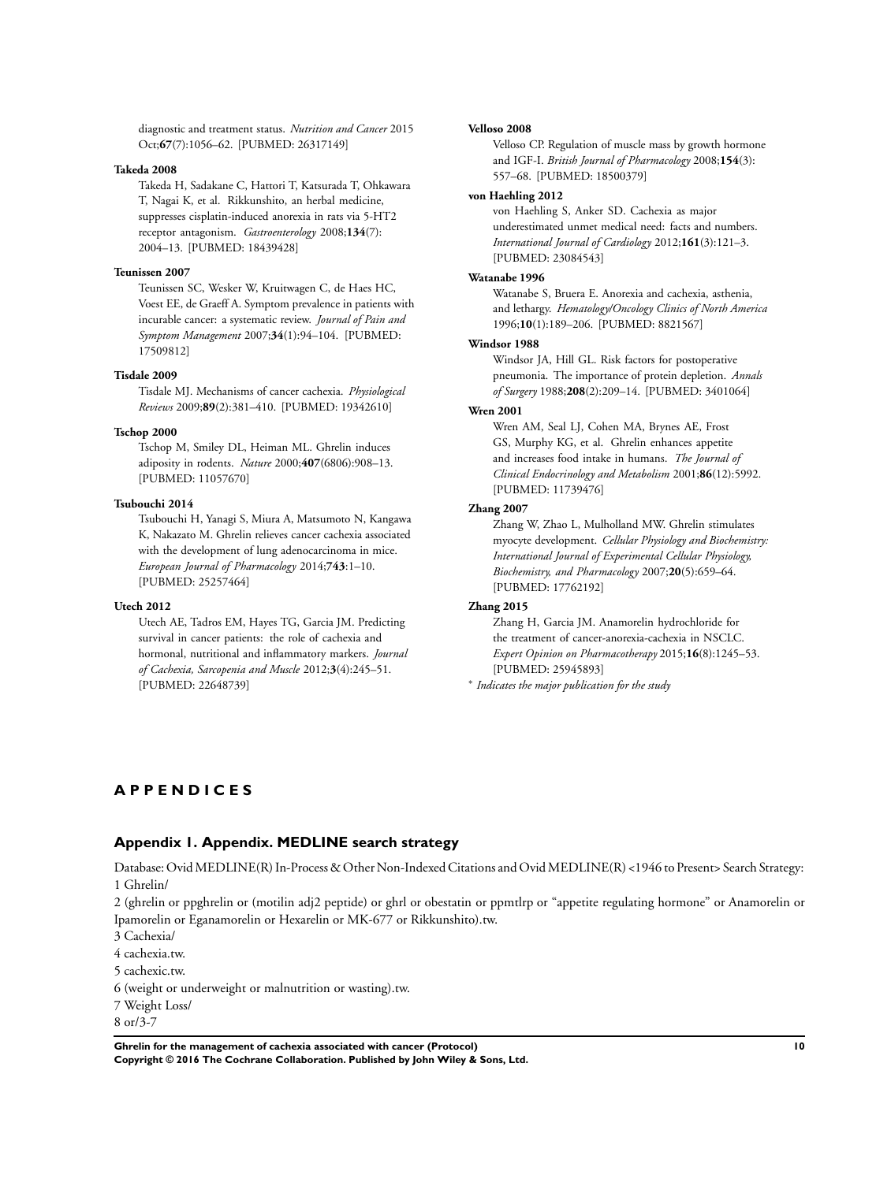diagnostic and treatment status. *Nutrition and Cancer* 2015 Oct;**67**(7):1056–62. [PUBMED: 26317149]

**Takeda 2008**

Takeda H, Sadakane C, Hattori T, Katsurada T, Ohkawara T, Nagai K, et al. Rikkunshito, an herbal medicine, suppresses cisplatin-induced anorexia in rats via 5-HT2 receptor antagonism. *Gastroenterology* 2008;**134**(7): 2004–13. [PUBMED: 18439428]

**Teunissen 2007**

Teunissen SC, Wesker W, Kruitwagen C, de Haes HC, Voest EE, de Graeff A. Symptom prevalence in patients with incurable cancer: a systematic review. *Journal of Pain and Symptom Management* 2007;**34**(1):94–104. [PUBMED: 17509812]

**Tisdale 2009**

Tisdale MJ. Mechanisms of cancer cachexia. *Physiological Reviews* 2009;**89**(2):381–410. [PUBMED: 19342610]

**Tschop 2000**

Tschop M, Smiley DL, Heiman ML. Ghrelin induces adiposity in rodents. *Nature* 2000;**407**(6806):908–13. [PUBMED: 11057670]

**Tsubouchi 2014**

Tsubouchi H, Yanagi S, Miura A, Matsumoto N, Kangawa K, Nakazato M. Ghrelin relieves cancer cachexia associated with the development of lung adenocarcinoma in mice. *European Journal of Pharmacology* 2014;**743**:1–10. [PUBMED: 25257464]

**Utech 2012**

Utech AE, Tadros EM, Hayes TG, Garcia JM. Predicting survival in cancer patients: the role of cachexia and hormonal, nutritional and inflammatory markers. *Journal of Cachexia, Sarcopenia and Muscle* 2012;**3**(4):245–51. [PUBMED: 22648739]

**Velloso 2008**

Velloso CP. Regulation of muscle mass by growth hormone and IGF-I. *British Journal of Pharmacology* 2008;**154**(3): 557–68. [PUBMED: 18500379]

**von Haehling 2012**

von Haehling S, Anker SD. Cachexia as major underestimated unmet medical need: facts and numbers. *International Journal of Cardiology* 2012;**161**(3):121–3. [PUBMED: 23084543]

**Watanabe 1996**

Watanabe S, Bruera E. Anorexia and cachexia, asthenia, and lethargy. *Hematology/Oncology Clinics of North America* 1996;**10**(1):189–206. [PUBMED: 8821567]

**Windsor 1988**

Windsor JA, Hill GL. Risk factors for postoperative pneumonia. The importance of protein depletion. *Annals of Surgery* 1988;**208**(2):209–14. [PUBMED: 3401064]

**Wren 2001**

Wren AM, Seal LJ, Cohen MA, Brynes AE, Frost GS, Murphy KG, et al. Ghrelin enhances appetite and increases food intake in humans. *The Journal of Clinical Endocrinology and Metabolism* 2001;**86**(12):5992. [PUBMED: 11739476]

**Zhang 2007**

Zhang W, Zhao L, Mulholland MW. Ghrelin stimulates myocyte development. *Cellular Physiology and Biochemistry: International Journal of Experimental Cellular Physiology, Biochemistry, and Pharmacology* 2007;**20**(5):659–64. [PUBMED: 17762192]

**Zhang 2015**

Zhang H, Garcia JM. Anamorelin hydrochloride for the treatment of cancer-anorexia-cachexia in NSCLC. *Expert Opinion on Pharmacotherapy* 2015;**16**(8):1245–53. [PUBMED: 25945893]

* *Indicates the major publication for the study*

# APPENDICES

## Appendix 1. Appendix. MEDLINE search strategy

Database: Ovid MEDLINE(R) In-Process & Other Non-Indexed Citations and Ovid MEDLINE(R) <1946 to Present> Search Strategy:

1 Ghrelin/

2 (ghrelin or ppghrelin or (motilin adj2 peptide) or ghrl or obestatin or ppmtlrp or "appetite regulating hormone" or Anamorelin or Ipamorelin or Eganamorelin or Hexarelin or MK-677 or Rikkunshito).tw.

3 Cachexia/

4 cachexia.tw.

5 cachexic.tw.

6 (weight or underweight or malnutrition or wasting).tw.

7 Weight Loss/

8 or/3-7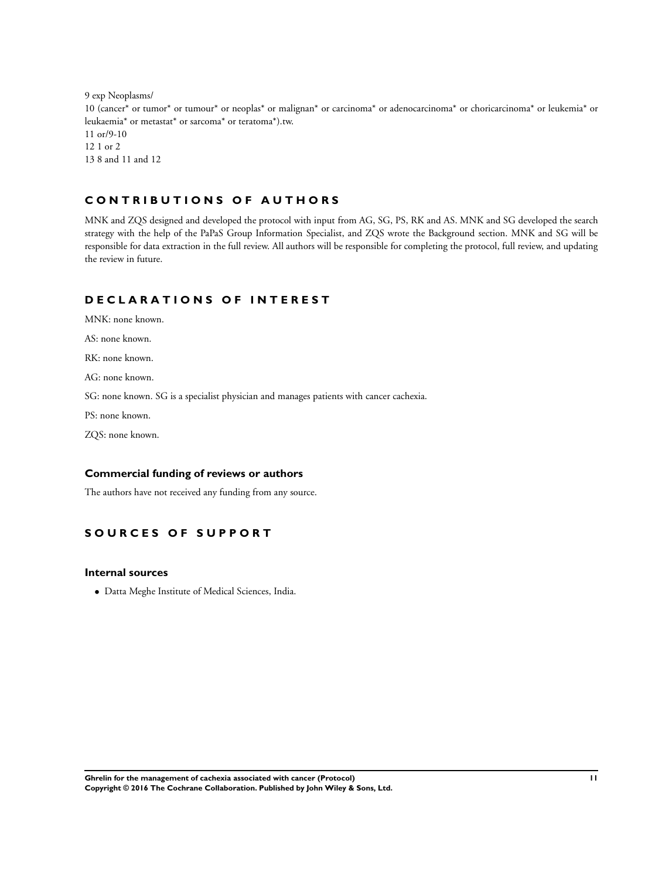9 exp Neoplasms/
10 (cancer* or tumor* or tumour* or neoplas* or malignan* or carcinoma* or adenocarcinoma* or choricarcinoma* or leukemia* or leukaemia* or metastat* or sarcoma* or teratoma*).tw.
11 or/9-10
12 1 or 2
13 8 and 11 and 12

## CONTRIBUTIONS OF AUTHORS

MNK and ZQS designed and developed the protocol with input from AG, SG, PS, RK and AS. MNK and SG developed the search strategy with the help of the PaPaS Group Information Specialist, and ZQS wrote the Background section. MNK and SG will be responsible for data extraction in the full review. All authors will be responsible for completing the protocol, full review, and updating the review in future.

## DECLARATIONS OF INTEREST

MNK: none known.

AS: none known.

RK: none known.

AG: none known.

SG: none known. SG is a specialist physician and manages patients with cancer cachexia.

PS: none known.

ZQS: none known.

### Commercial funding of reviews or authors

The authors have not received any funding from any source.

## SOURCES OF SUPPORT

### Internal sources

- Datta Meghe Institute of Medical Sciences, India.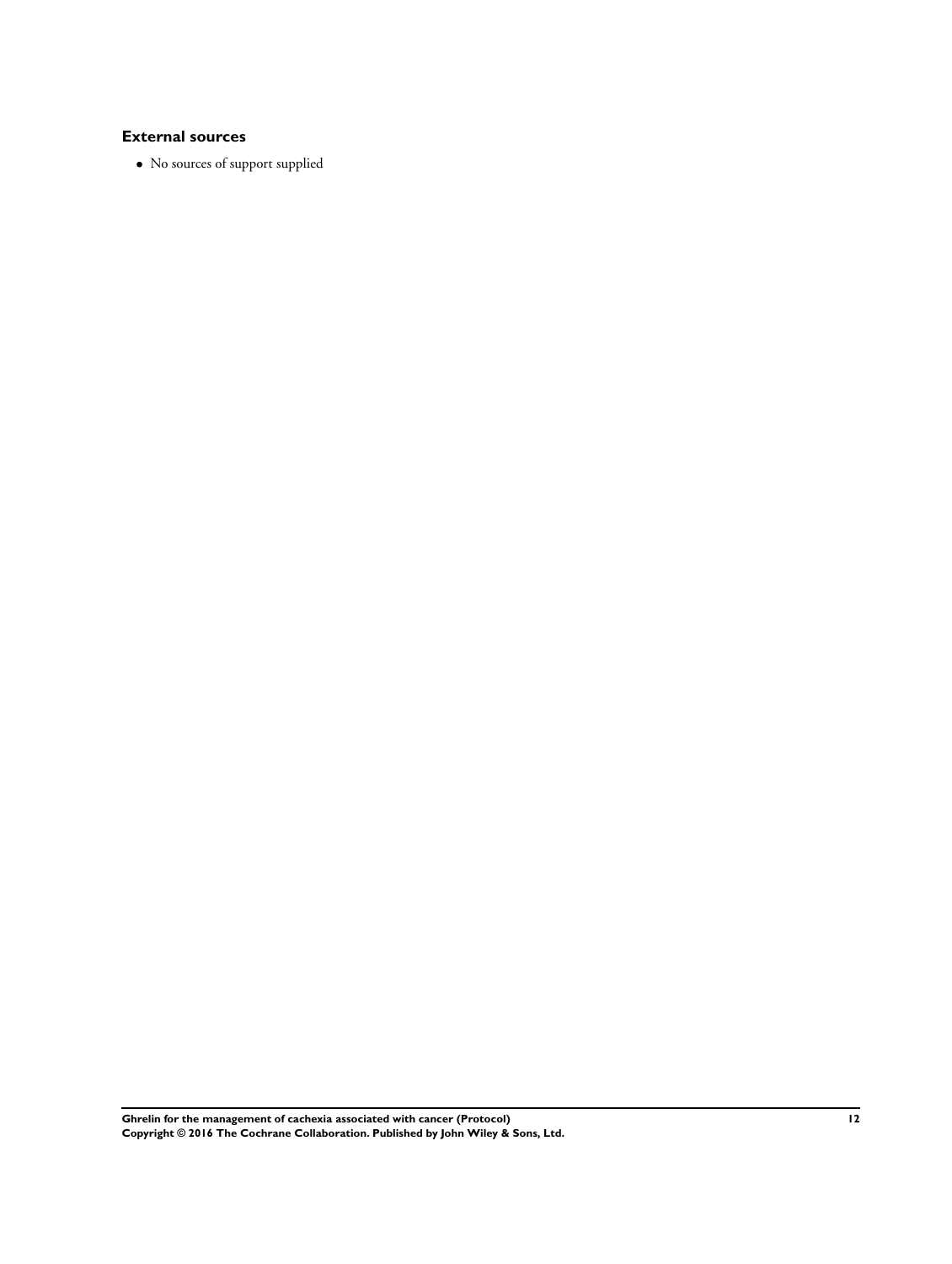### External sources

- No sources of support supplied